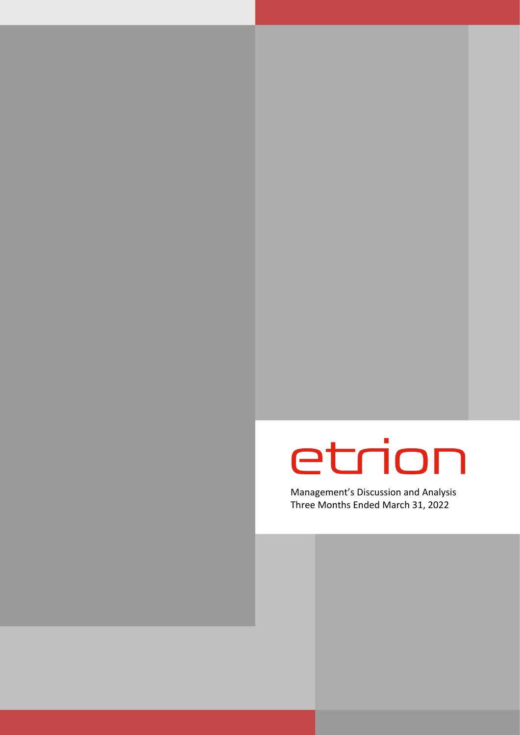# etrion

Management's Discussion and Analysis
Three Months Ended March 31, 2022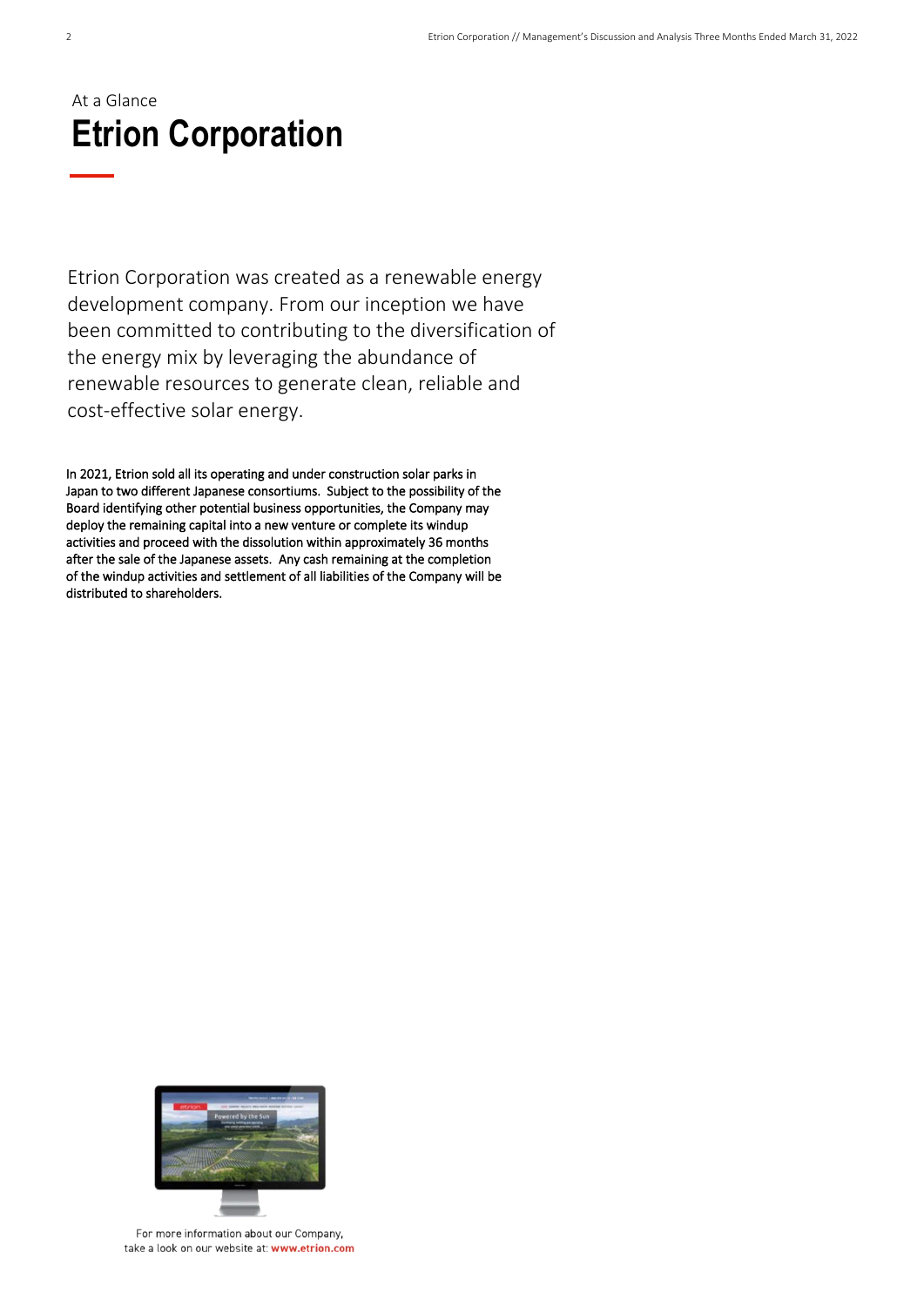At a Glance

# Etrion Corporation

Etrion Corporation was created as a renewable energy development company. From our inception we have been committed to contributing to the diversification of the energy mix by leveraging the abundance of renewable resources to generate clean, reliable and cost-effective solar energy.

In 2021, Etrion sold all its operating and under construction solar parks in Japan to two different Japanese consortiums. Subject to the possibility of the Board identifying other potential business opportunities, the Company may deploy the remaining capital into a new venture or complete its windup activities and proceed with the dissolution within approximately 36 months after the sale of the Japanese assets. Any cash remaining at the completion of the windup activities and settlement of all liabilities of the Company will be distributed to shareholders.

For more information about our Company, take a look on our website at: **www.etrion.com**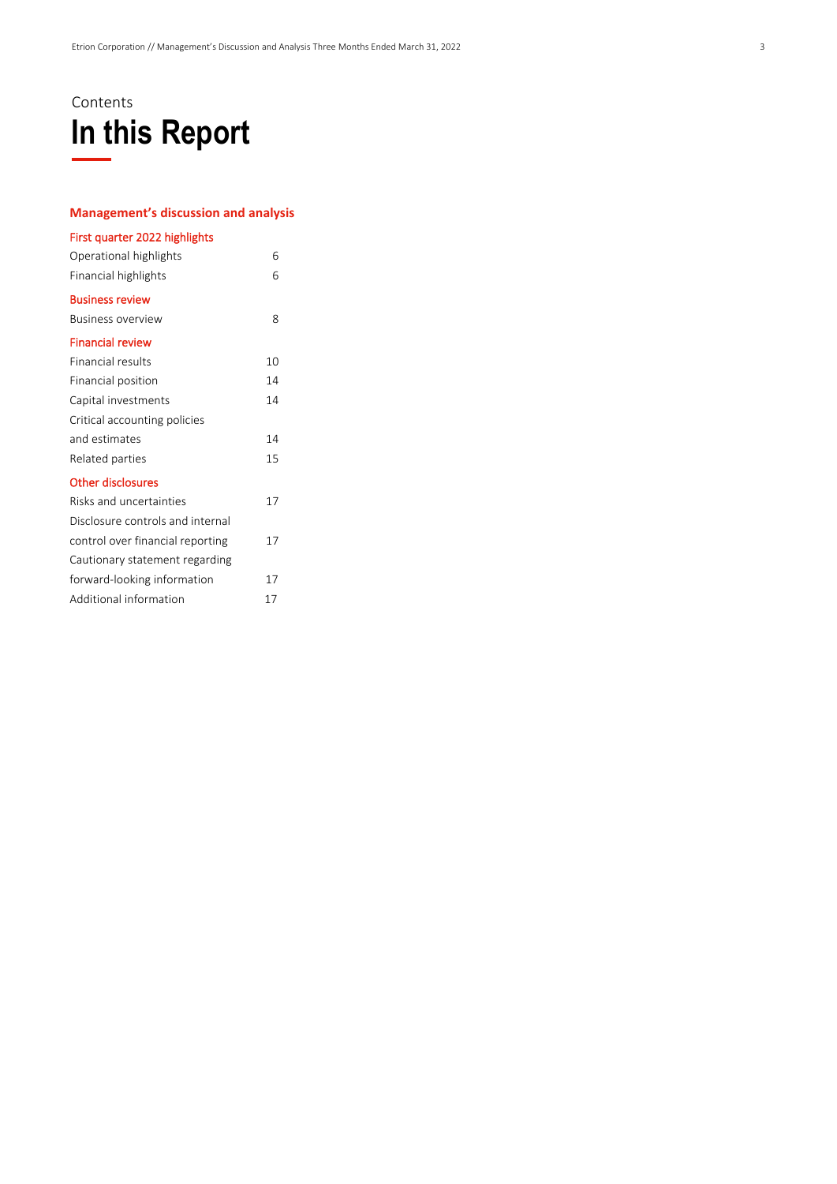Contents

# In this Report

## Management's discussion and analysis

### First quarter 2022 highlights

| | |
|---|---|
| Operational highlights | 6 |
| Financial highlights | 6 |

### Business review

| | |
|---|---|
| Business overview | 8 |

### Financial review

| | |
|---|---|
| Financial results | 10 |
| Financial position | 14 |
| Capital investments | 14 |
| Critical accounting policies and estimates | 14 |
| Related parties | 15 |

### Other disclosures

| | |
|---|---|
| Risks and uncertainties | 17 |
| Disclosure controls and internal control over financial reporting | 17 |
| Cautionary statement regarding forward-looking information | 17 |
| Additional information | 17 |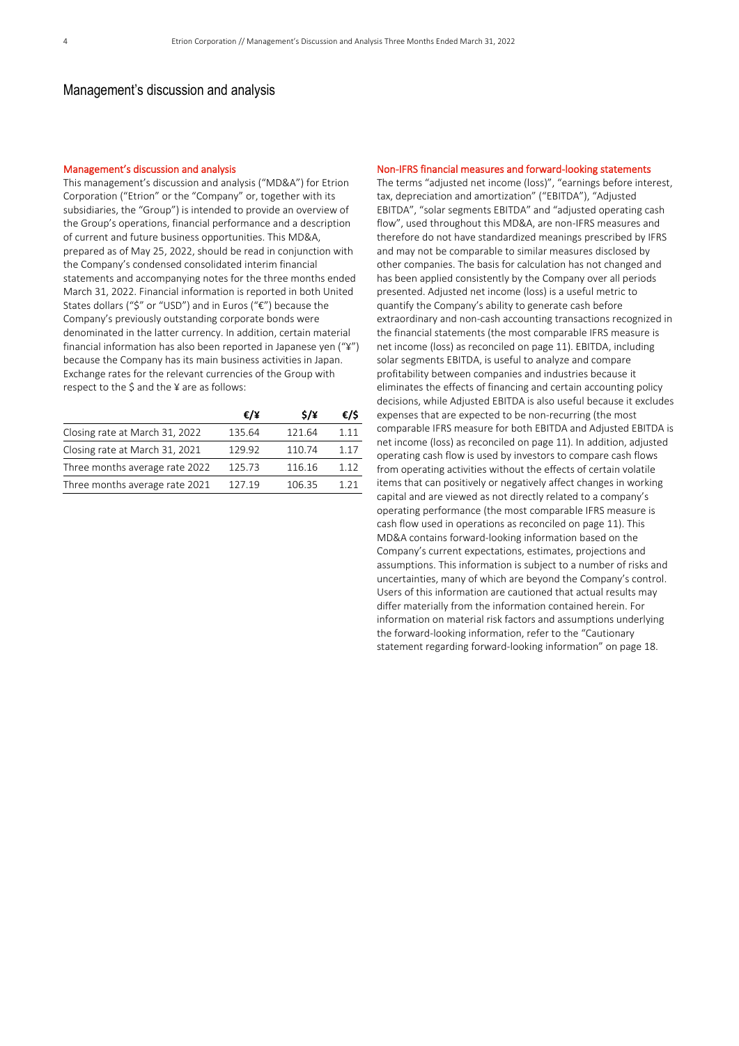# Management's discussion and analysis

## Management's discussion and analysis

This management's discussion and analysis ("MD&A") for Etrion Corporation ("Etrion" or the "Company" or, together with its subsidiaries, the "Group") is intended to provide an overview of the Group's operations, financial performance and a description of current and future business opportunities. This MD&A, prepared as of May 25, 2022, should be read in conjunction with the Company's condensed consolidated interim financial statements and accompanying notes for the three months ended March 31, 2022. Financial information is reported in both United States dollars ("$" or "USD") and in Euros ("€") because the Company's previously outstanding corporate bonds were denominated in the latter currency. In addition, certain material financial information has also been reported in Japanese yen ("¥") because the Company has its main business activities in Japan. Exchange rates for the relevant currencies of the Group with respect to the $ and the ¥ are as follows:

| | **€/¥** | **$/¥** | **€/$** |
|---|---|---|---|
| Closing rate at March 31, 2022 | 135.64 | 121.64 | 1.11 |
| Closing rate at March 31, 2021 | 129.92 | 110.74 | 1.17 |
| Three months average rate 2022 | 125.73 | 116.16 | 1.12 |
| Three months average rate 2021 | 127.19 | 106.35 | 1.21 |

## Non-IFRS financial measures and forward-looking statements

The terms "adjusted net income (loss)", "earnings before interest, tax, depreciation and amortization" ("EBITDA"), "Adjusted EBITDA", "solar segments EBITDA" and "adjusted operating cash flow", used throughout this MD&A, are non-IFRS measures and therefore do not have standardized meanings prescribed by IFRS and may not be comparable to similar measures disclosed by other companies. The basis for calculation has not changed and has been applied consistently by the Company over all periods presented. Adjusted net income (loss) is a useful metric to quantify the Company's ability to generate cash before extraordinary and non-cash accounting transactions recognized in the financial statements (the most comparable IFRS measure is net income (loss) as reconciled on page 11). EBITDA, including solar segments EBITDA, is useful to analyze and compare profitability between companies and industries because it eliminates the effects of financing and certain accounting policy decisions, while Adjusted EBITDA is also useful because it excludes expenses that are expected to be non-recurring (the most comparable IFRS measure for both EBITDA and Adjusted EBITDA is net income (loss) as reconciled on page 11). In addition, adjusted operating cash flow is used by investors to compare cash flows from operating activities without the effects of certain volatile items that can positively or negatively affect changes in working capital and are viewed as not directly related to a company's operating performance (the most comparable IFRS measure is cash flow used in operations as reconciled on page 11). This MD&A contains forward-looking information based on the Company's current expectations, estimates, projections and assumptions. This information is subject to a number of risks and uncertainties, many of which are beyond the Company's control. Users of this information are cautioned that actual results may differ materially from the information contained herein. For information on material risk factors and assumptions underlying the forward-looking information, refer to the "Cautionary statement regarding forward-looking information" on page 18.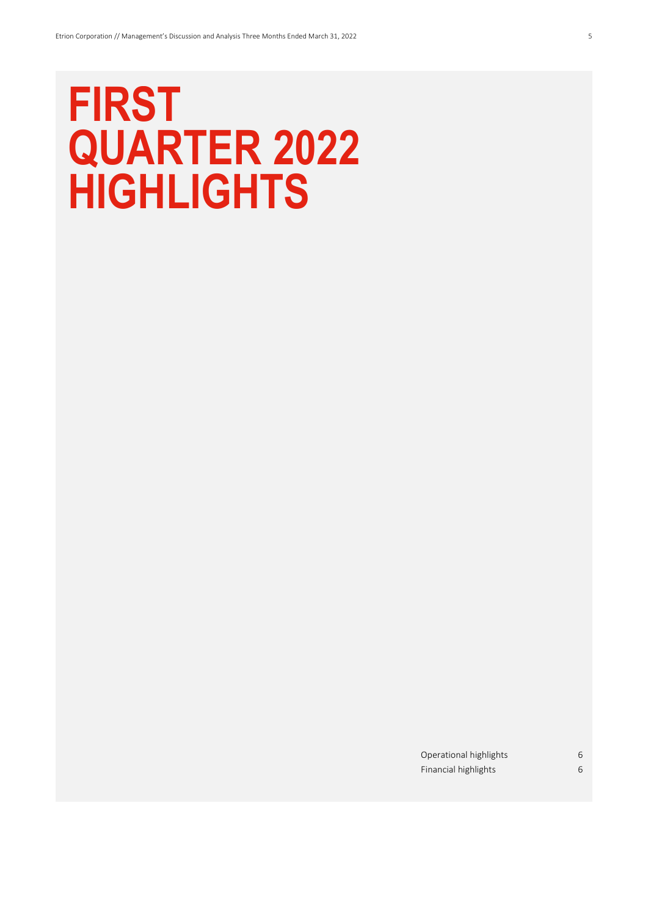# FIRST QUARTER 2022 HIGHLIGHTS

| | |
|---|---|
| Operational highlights | 6 |
| Financial highlights | 6 |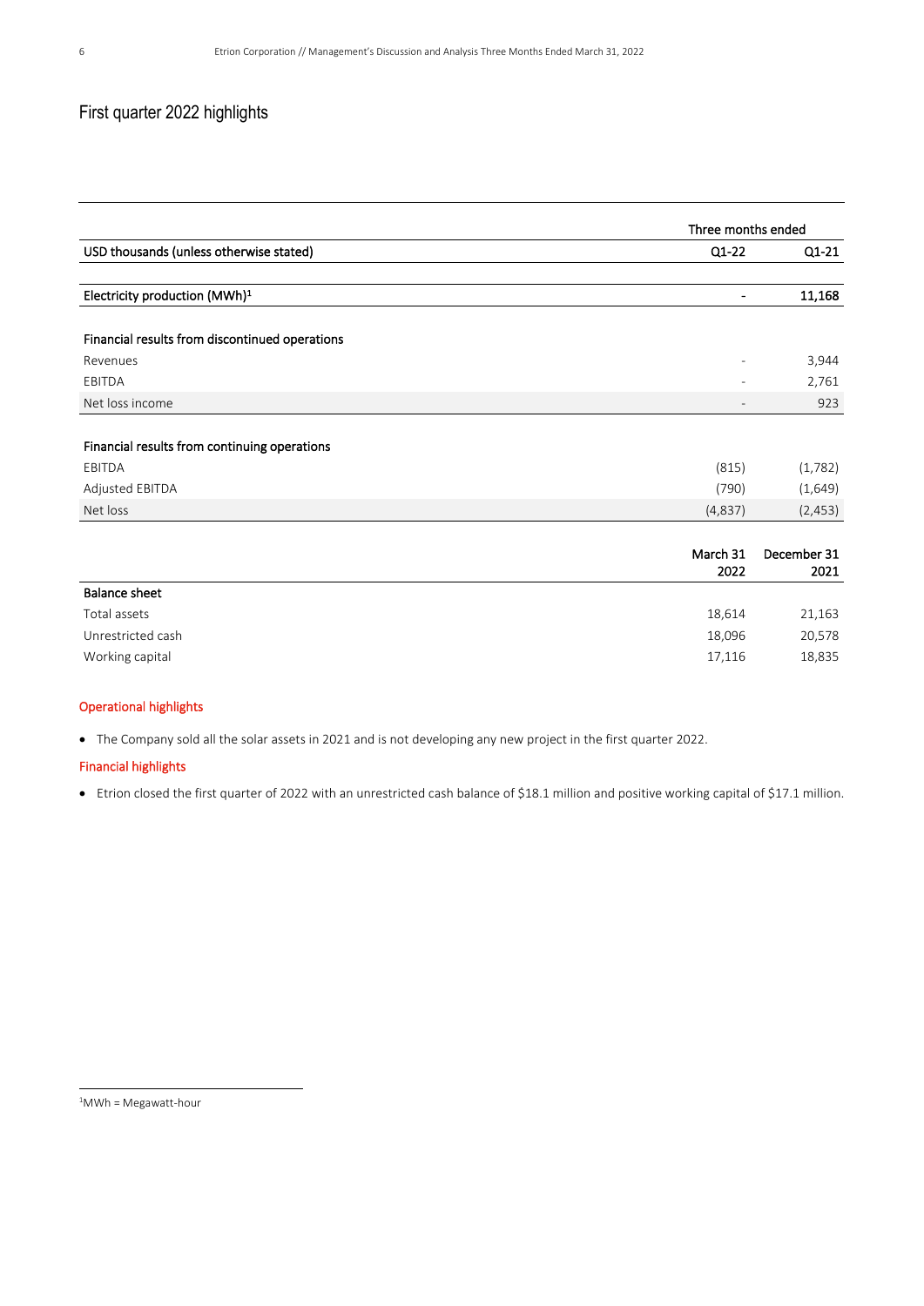# First quarter 2022 highlights

| | Three months ended | |
|---|---|---|
| **USD thousands (unless otherwise stated)** | **Q1-22** | **Q1-21** |
| | | |
| **Electricity production (MWh)[1]** | **-** | **11,168** |
| | | |
| **Financial results from discontinued operations** | | |
| Revenues | - | 3,944 |
| EBITDA | - | 2,761 |
| Net loss income | - | 923 |
| | | |
| **Financial results from continuing operations** | | |
| EBITDA | (815) | (1,782) |
| Adjusted EBITDA | (790) | (1,649) |
| Net loss | (4,837) | (2,453) |

| | **March 31 2022** | **December 31 2021** |
|---|---|---|
| **Balance sheet** | | |
| Total assets | 18,614 | 21,163 |
| Unrestricted cash | 18,096 | 20,578 |
| Working capital | 17,116 | 18,835 |

## Operational highlights

- The Company sold all the solar assets in 2021 and is not developing any new project in the first quarter 2022.

## Financial highlights

- Etrion closed the first quarter of 2022 with an unrestricted cash balance of $18.1 million and positive working capital of $17.1 million.

[1]MWh = Megawatt-hour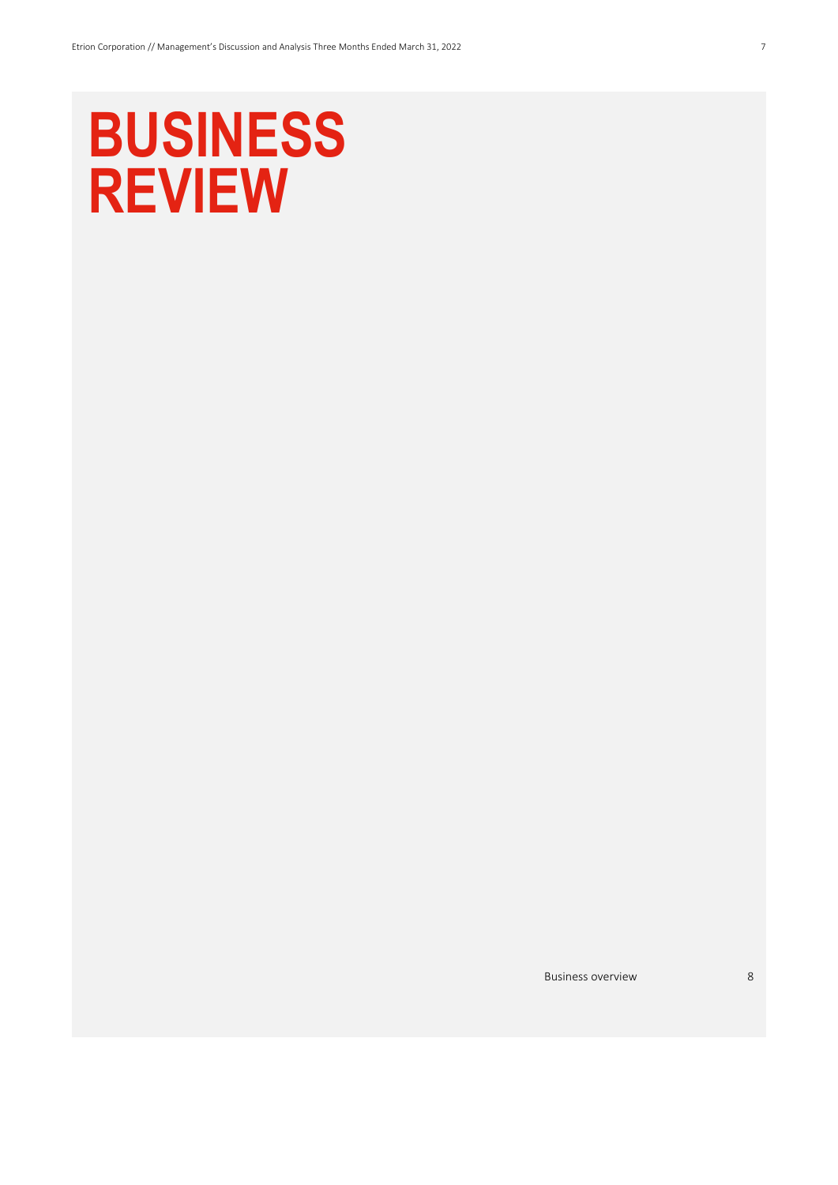# BUSINESS REVIEW

Business overview 8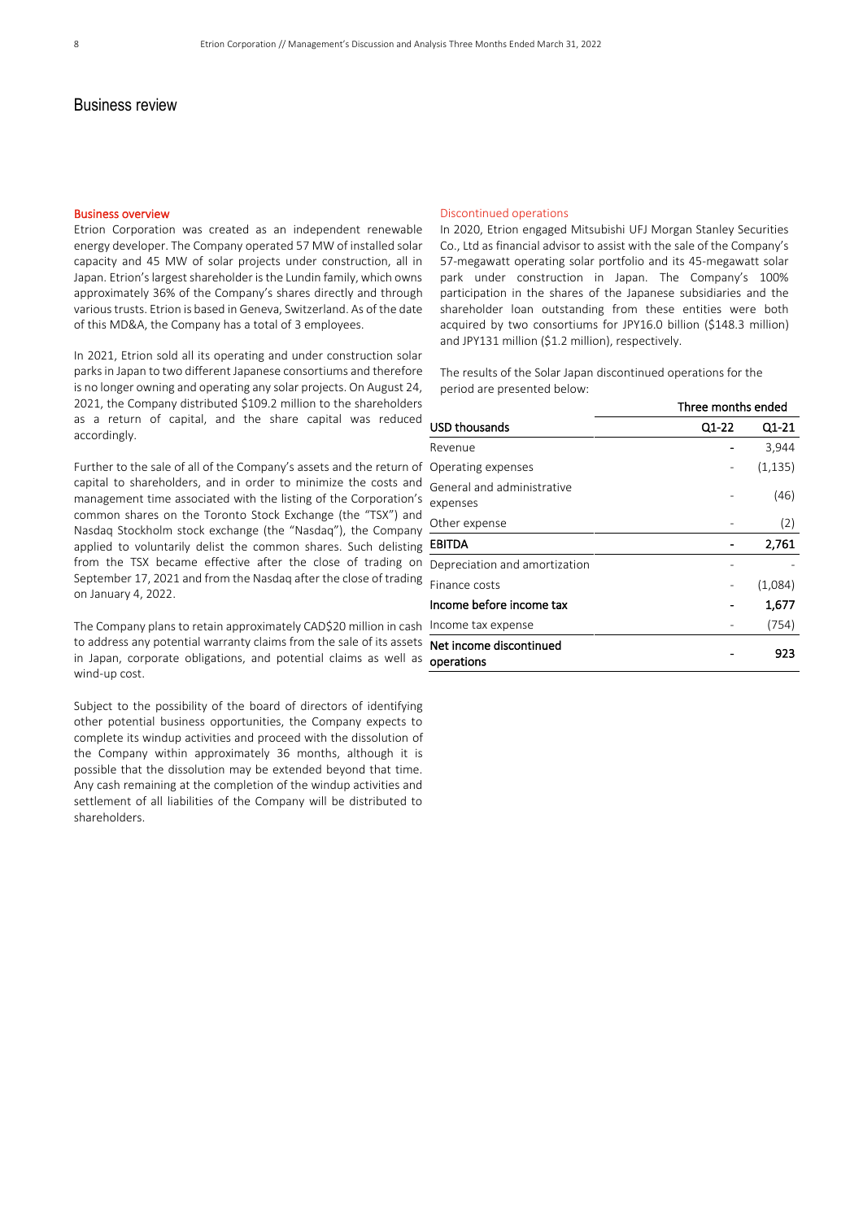# Business review

### Business overview

Etrion Corporation was created as an independent renewable energy developer. The Company operated 57 MW of installed solar capacity and 45 MW of solar projects under construction, all in Japan. Etrion's largest shareholder is the Lundin family, which owns approximately 36% of the Company's shares directly and through various trusts. Etrion is based in Geneva, Switzerland. As of the date of this MD&A, the Company has a total of 3 employees.

In 2021, Etrion sold all its operating and under construction solar parks in Japan to two different Japanese consortiums and therefore is no longer owning and operating any solar projects. On August 24, 2021, the Company distributed $109.2 million to the shareholders as a return of capital, and the share capital was reduced accordingly.

Further to the sale of all of the Company's assets and the return of capital to shareholders, and in order to minimize the costs and management time associated with the listing of the Corporation's common shares on the Toronto Stock Exchange (the "TSX") and Nasdaq Stockholm stock exchange (the "Nasdaq"), the Company applied to voluntarily delist the common shares. Such delisting from the TSX became effective after the close of trading on September 17, 2021 and from the Nasdaq after the close of trading on January 4, 2022.

The Company plans to retain approximately CAD$20 million in cash to address any potential warranty claims from the sale of its assets in Japan, corporate obligations, and potential claims as well as wind-up cost.

Subject to the possibility of the board of directors of identifying other potential business opportunities, the Company expects to complete its windup activities and proceed with the dissolution of the Company within approximately 36 months, although it is possible that the dissolution may be extended beyond that time. Any cash remaining at the completion of the windup activities and settlement of all liabilities of the Company will be distributed to shareholders.

### Discontinued operations

In 2020, Etrion engaged Mitsubishi UFJ Morgan Stanley Securities Co., Ltd as financial advisor to assist with the sale of the Company's 57-megawatt operating solar portfolio and its 45-megawatt solar park under construction in Japan. The Company's 100% participation in the shares of the Japanese subsidiaries and the shareholder loan outstanding from these entities were both acquired by two consortiums for JPY16.0 billion ($148.3 million) and JPY131 million ($1.2 million), respectively.

The results of the Solar Japan discontinued operations for the period are presented below:

| | Three months ended | |
|---|---|---|
| **USD thousands** | **Q1-22** | **Q1-21** |
| Revenue | - | 3,944 |
| Operating expenses | - | (1,135) |
| General and administrative expenses | - | (46) |
| Other expense | - | (2) |
| **EBITDA** | **-** | **2,761** |
| Depreciation and amortization | - | - |
| Finance costs | - | (1,084) |
| **Income before income tax** | **-** | **1,677** |
| Income tax expense | - | (754) |
| **Net income discontinued operations** | **-** | **923** |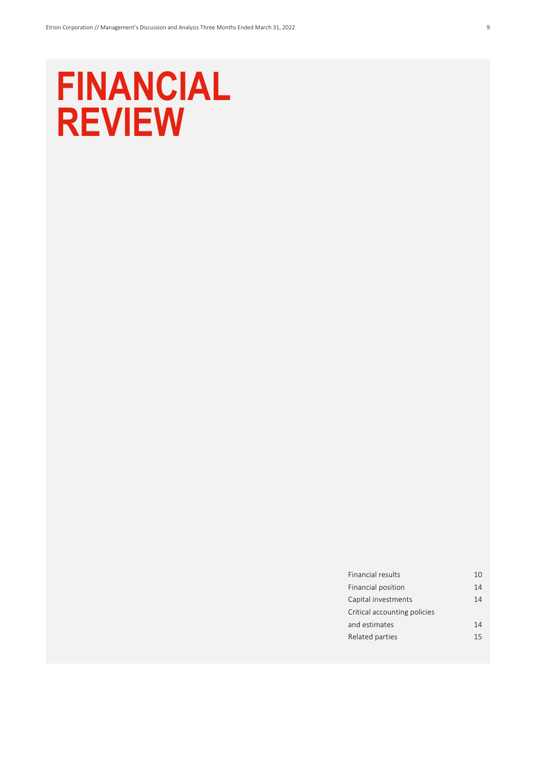# FINANCIAL REVIEW

| | |
|---|---|
| Financial results | 10 |
| Financial position | 14 |
| Capital investments | 14 |
| Critical accounting policies and estimates | 14 |
| Related parties | 15 |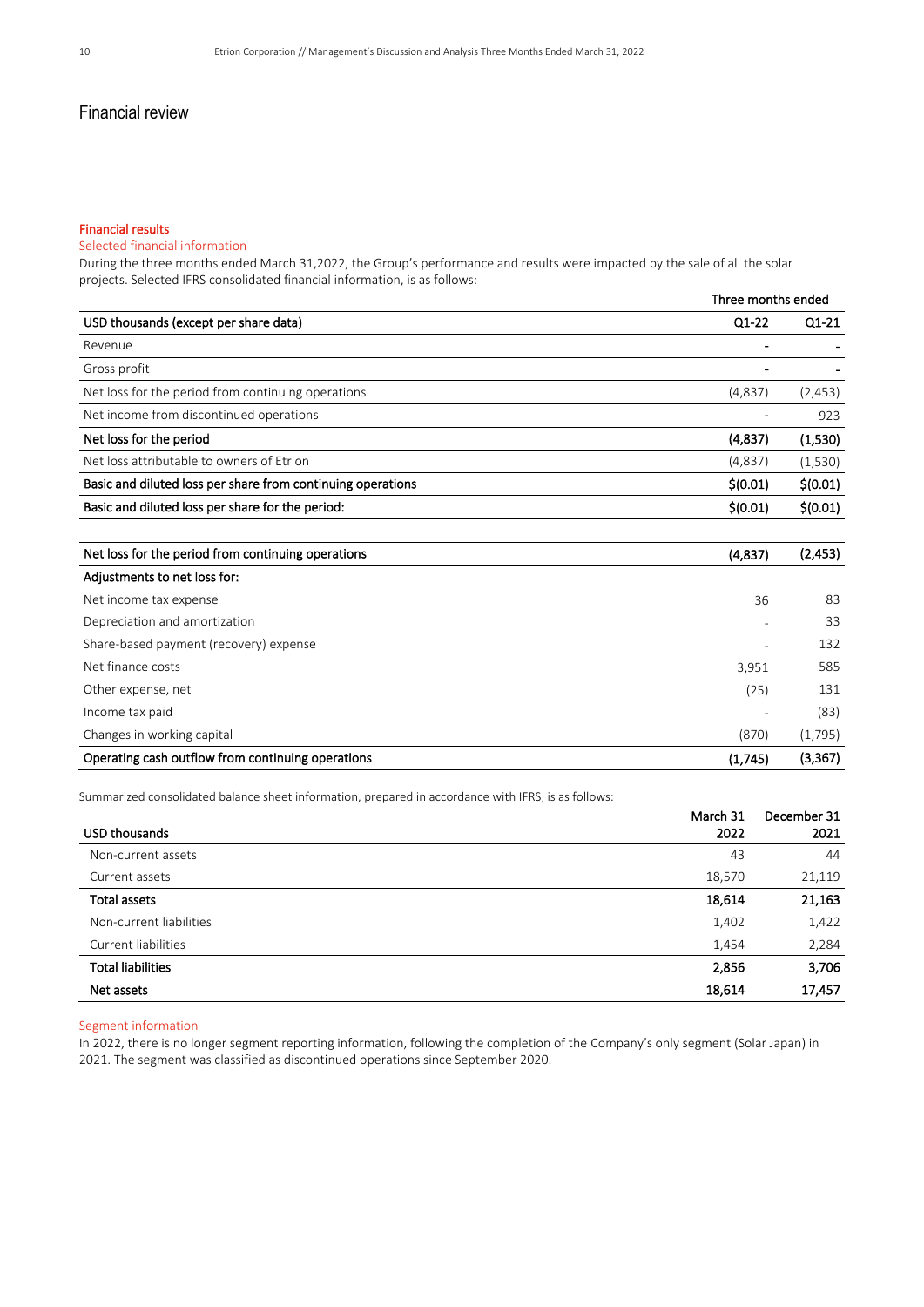# Financial review

## Financial results

### Selected financial information

During the three months ended March 31,2022, the Group's performance and results were impacted by the sale of all the solar projects. Selected IFRS consolidated financial information, is as follows:

| | Three months ended | |
|---|---|---|
| **USD thousands (except per share data)** | **Q1-22** | **Q1-21** |
| Revenue | - | - |
| Gross profit | - | - |
| Net loss for the period from continuing operations | (4,837) | (2,453) |
| Net income from discontinued operations | - | 923 |
| **Net loss for the period** | **(4,837)** | **(1,530)** |
| Net loss attributable to owners of Etrion | (4,837) | (1,530) |
| **Basic and diluted loss per share from continuing operations** | **$(0.01)** | **$(0.01)** |
| **Basic and diluted loss per share for the period:** | **$(0.01)** | **$(0.01)** |

| | | |
|---|---|---|
| **Net loss for the period from continuing operations** | **(4,837)** | **(2,453)** |
| **Adjustments to net loss for:** | | |
| Net income tax expense | 36 | 83 |
| Depreciation and amortization | - | 33 |
| Share-based payment (recovery) expense | - | 132 |
| Net finance costs | 3,951 | 585 |
| Other expense, net | (25) | 131 |
| Income tax paid | - | (83) |
| Changes in working capital | (870) | (1,795) |
| **Operating cash outflow from continuing operations** | **(1,745)** | **(3,367)** |

Summarized consolidated balance sheet information, prepared in accordance with IFRS, is as follows:

| USD thousands | March 31 2022 | December 31 2021 |
|---|---|---|
| Non-current assets | 43 | 44 |
| Current assets | 18,570 | 21,119 |
| **Total assets** | **18,614** | **21,163** |
| Non-current liabilities | 1,402 | 1,422 |
| Current liabilities | 1,454 | 2,284 |
| **Total liabilities** | **2,856** | **3,706** |
| **Net assets** | **18,614** | **17,457** |

### Segment information

In 2022, there is no longer segment reporting information, following the completion of the Company's only segment (Solar Japan) in 2021. The segment was classified as discontinued operations since September 2020.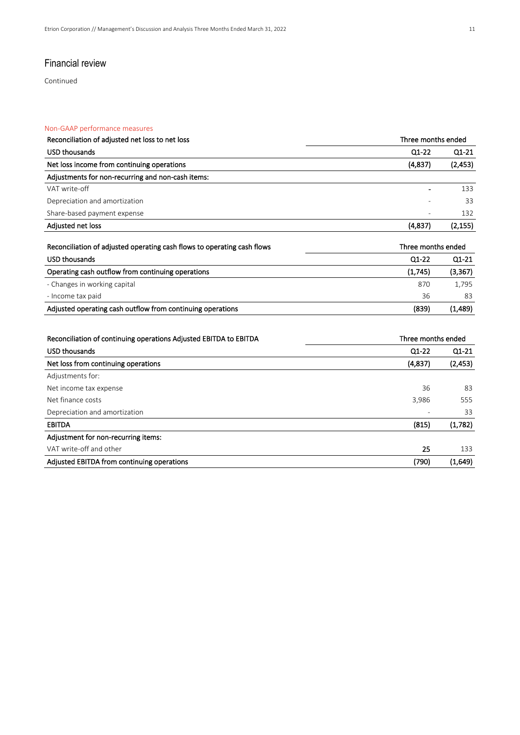## Financial review

Continued

Non-GAAP performance measures

| Reconciliation of adjusted net loss to net loss | Three months ended | |
|---|---|---|
| **USD thousands** | **Q1-22** | **Q1-21** |
| **Net loss income from continuing operations** | **(4,837)** | **(2,453)** |
| **Adjustments for non-recurring and non-cash items:** | | |
| VAT write-off | **-** | 133 |
| Depreciation and amortization | - | 33 |
| Share-based payment expense | - | 132 |
| **Adjusted net loss** | **(4,837)** | **(2,155)** |

| Reconciliation of adjusted operating cash flows to operating cash flows | Three months ended | |
|---|---|---|
| **USD thousands** | **Q1-22** | **Q1-21** |
| **Operating cash outflow from continuing operations** | **(1,745)** | **(3,367)** |
| - Changes in working capital | 870 | 1,795 |
| - Income tax paid | 36 | 83 |
| **Adjusted operating cash outflow from continuing operations** | **(839)** | **(1,489)** |

| Reconciliation of continuing operations Adjusted EBITDA to EBITDA | Three months ended | |
|---|---|---|
| **USD thousands** | **Q1-22** | **Q1-21** |
| **Net loss from continuing operations** | **(4,837)** | **(2,453)** |
| Adjustments for: | | |
| Net income tax expense | 36 | 83 |
| Net finance costs | 3,986 | 555 |
| Depreciation and amortization | - | 33 |
| **EBITDA** | **(815)** | **(1,782)** |
| **Adjustment for non-recurring items:** | | |
| VAT write-off and other | **25** | 133 |
| **Adjusted EBITDA from continuing operations** | **(790)** | **(1,649)** |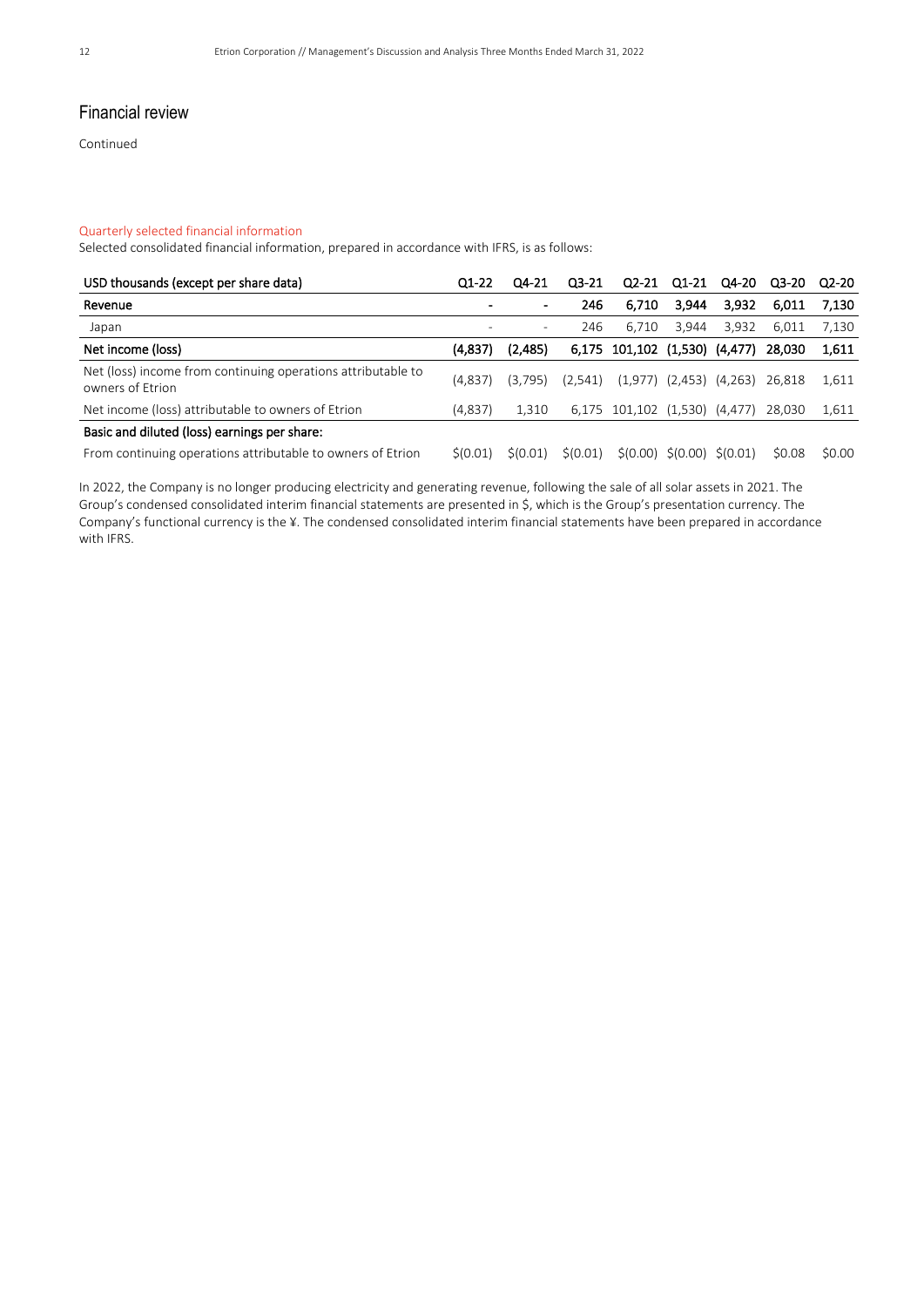## Financial review

Continued

### Quarterly selected financial information

Selected consolidated financial information, prepared in accordance with IFRS, is as follows:

| USD thousands (except per share data) | Q1-22 | Q4-21 | Q3-21 | Q2-21 | Q1-21 | Q4-20 | Q3-20 | Q2-20 |
|---|---|---|---|---|---|---|---|---|
| **Revenue** | **-** | **-** | **246** | **6,710** | **3,944** | **3,932** | **6,011** | **7,130** |
| Japan | - | - | 246 | 6,710 | 3,944 | 3,932 | 6,011 | 7,130 |
| **Net income (loss)** | **(4,837)** | **(2,485)** | **6,175** | **101,102** | **(1,530)** | **(4,477)** | **28,030** | **1,611** |
| Net (loss) income from continuing operations attributable to owners of Etrion | (4,837) | (3,795) | (2,541) | (1,977) | (2,453) | (4,263) | 26,818 | 1,611 |
| Net income (loss) attributable to owners of Etrion | (4,837) | 1,310 | 6,175 | 101,102 | (1,530) | (4,477) | 28,030 | 1,611 |
| **Basic and diluted (loss) earnings per share:** | | | | | | | | |
| From continuing operations attributable to owners of Etrion | $(0.01) | $(0.01) | $(0.01) | $(0.00) | $(0.00) | $(0.01) | $0.08 | $0.00 |

In 2022, the Company is no longer producing electricity and generating revenue, following the sale of all solar assets in 2021. The Group's condensed consolidated interim financial statements are presented in $, which is the Group's presentation currency. The Company's functional currency is the ¥. The condensed consolidated interim financial statements have been prepared in accordance with IFRS.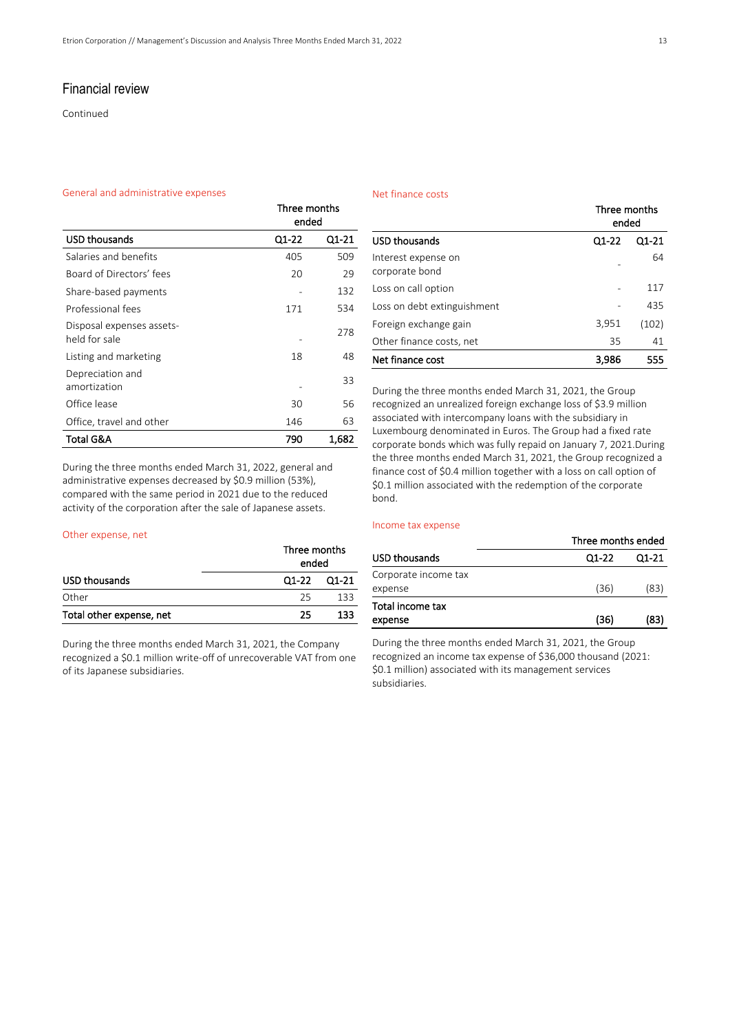## Financial review

Continued

### General and administrative expenses

| | Three months ended | |
|---|---|---|
| **USD thousands** | **Q1-22** | **Q1-21** |
| Salaries and benefits | 405 | 509 |
| Board of Directors' fees | 20 | 29 |
| Share-based payments | - | 132 |
| Professional fees | 171 | 534 |
| Disposal expenses assets-held for sale | - | 278 |
| Listing and marketing | 18 | 48 |
| Depreciation and amortization | - | 33 |
| Office lease | 30 | 56 |
| Office, travel and other | 146 | 63 |
| **Total G&A** | **790** | **1,682** |

During the three months ended March 31, 2022, general and administrative expenses decreased by $0.9 million (53%), compared with the same period in 2021 due to the reduced activity of the corporation after the sale of Japanese assets.

### Other expense, net

| | Three months ended | |
|---|---|---|
| **USD thousands** | **Q1-22** | **Q1-21** |
| Other | 25 | 133 |
| **Total other expense, net** | **25** | **133** |

During the three months ended March 31, 2021, the Company recognized a $0.1 million write-off of unrecoverable VAT from one of its Japanese subsidiaries.

### Net finance costs

| | Three months ended | |
|---|---|---|
| **USD thousands** | **Q1-22** | **Q1-21** |
| Interest expense on corporate bond | - | 64 |
| Loss on call option | - | 117 |
| Loss on debt extinguishment | - | 435 |
| Foreign exchange gain | 3,951 | (102) |
| Other finance costs, net | 35 | 41 |
| **Net finance cost** | **3,986** | **555** |

During the three months ended March 31, 2021, the Group recognized an unrealized foreign exchange loss of $3.9 million associated with intercompany loans with the subsidiary in Luxembourg denominated in Euros. The Group had a fixed rate corporate bonds which was fully repaid on January 7, 2021.During the three months ended March 31, 2021, the Group recognized a finance cost of $0.4 million together with a loss on call option of $0.1 million associated with the redemption of the corporate bond.

### Income tax expense

| | Three months ended | |
|---|---|---|
| **USD thousands** | **Q1-22** | **Q1-21** |
| Corporate income tax expense | (36) | (83) |
| **Total income tax expense** | **(36)** | **(83)** |

During the three months ended March 31, 2021, the Group recognized an income tax expense of $36,000 thousand (2021: $0.1 million) associated with its management services subsidiaries.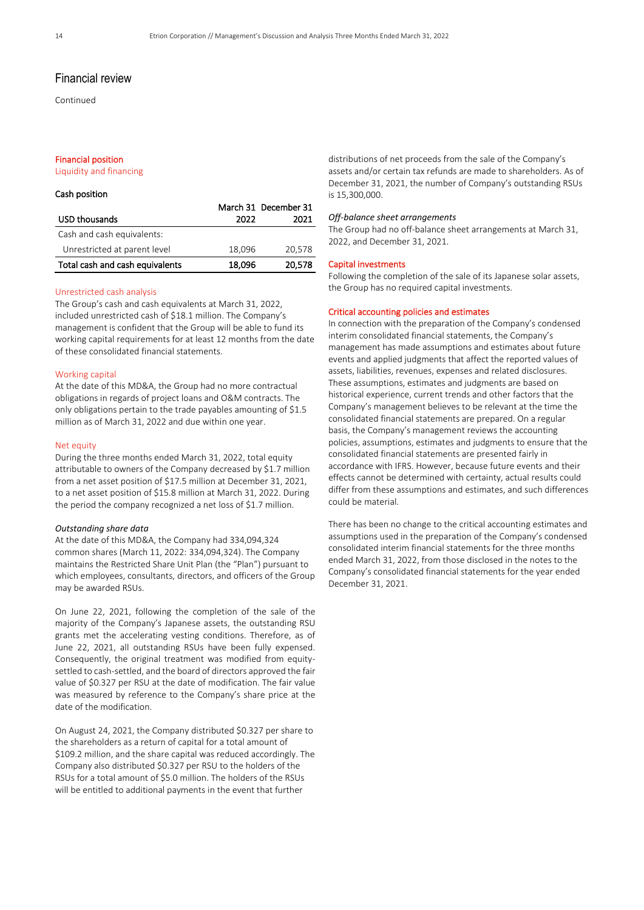# Financial review

Continued

## Financial position

### Liquidity and financing

#### Cash position

| USD thousands | March 31 2022 | December 31 2021 |
| --- | --- | --- |
| Cash and cash equivalents: | | |
| Unrestricted at parent level | 18,096 | 20,578 |
| **Total cash and cash equivalents** | **18,096** | **20,578** |

#### Unrestricted cash analysis

The Group's cash and cash equivalents at March 31, 2022, included unrestricted cash of $18.1 million. The Company's management is confident that the Group will be able to fund its working capital requirements for at least 12 months from the date of these consolidated financial statements.

#### Working capital

At the date of this MD&A, the Group had no more contractual obligations in regards of project loans and O&M contracts. The only obligations pertain to the trade payables amounting of $1.5 million as of March 31, 2022 and due within one year.

#### Net equity

During the three months ended March 31, 2022, total equity attributable to owners of the Company decreased by $1.7 million from a net asset position of $17.5 million at December 31, 2021, to a net asset position of $15.8 million at March 31, 2022. During the period the company recognized a net loss of $1.7 million.

*Outstanding share data*

At the date of this MD&A, the Company had 334,094,324 common shares (March 11, 2022: 334,094,324). The Company maintains the Restricted Share Unit Plan (the "Plan") pursuant to which employees, consultants, directors, and officers of the Group may be awarded RSUs.

On June 22, 2021, following the completion of the sale of the majority of the Company's Japanese assets, the outstanding RSU grants met the accelerating vesting conditions. Therefore, as of June 22, 2021, all outstanding RSUs have been fully expensed. Consequently, the original treatment was modified from equity-settled to cash-settled, and the board of directors approved the fair value of $0.327 per RSU at the date of modification. The fair value was measured by reference to the Company's share price at the date of the modification.

On August 24, 2021, the Company distributed $0.327 per share to the shareholders as a return of capital for a total amount of $109.2 million, and the share capital was reduced accordingly. The Company also distributed $0.327 per RSU to the holders of the RSUs for a total amount of $5.0 million. The holders of the RSUs will be entitled to additional payments in the event that further distributions of net proceeds from the sale of the Company's assets and/or certain tax refunds are made to shareholders. As of December 31, 2021, the number of Company's outstanding RSUs is 15,300,000.

*Off-balance sheet arrangements*

The Group had no off-balance sheet arrangements at March 31, 2022, and December 31, 2021.

## Capital investments

Following the completion of the sale of its Japanese solar assets, the Group has no required capital investments.

## Critical accounting policies and estimates

In connection with the preparation of the Company's condensed interim consolidated financial statements, the Company's management has made assumptions and estimates about future events and applied judgments that affect the reported values of assets, liabilities, revenues, expenses and related disclosures. These assumptions, estimates and judgments are based on historical experience, current trends and other factors that the Company's management believes to be relevant at the time the consolidated financial statements are prepared. On a regular basis, the Company's management reviews the accounting policies, assumptions, estimates and judgments to ensure that the consolidated financial statements are presented fairly in accordance with IFRS. However, because future events and their effects cannot be determined with certainty, actual results could differ from these assumptions and estimates, and such differences could be material.

There has been no change to the critical accounting estimates and assumptions used in the preparation of the Company's condensed consolidated interim financial statements for the three months ended March 31, 2022, from those disclosed in the notes to the Company's consolidated financial statements for the year ended December 31, 2021.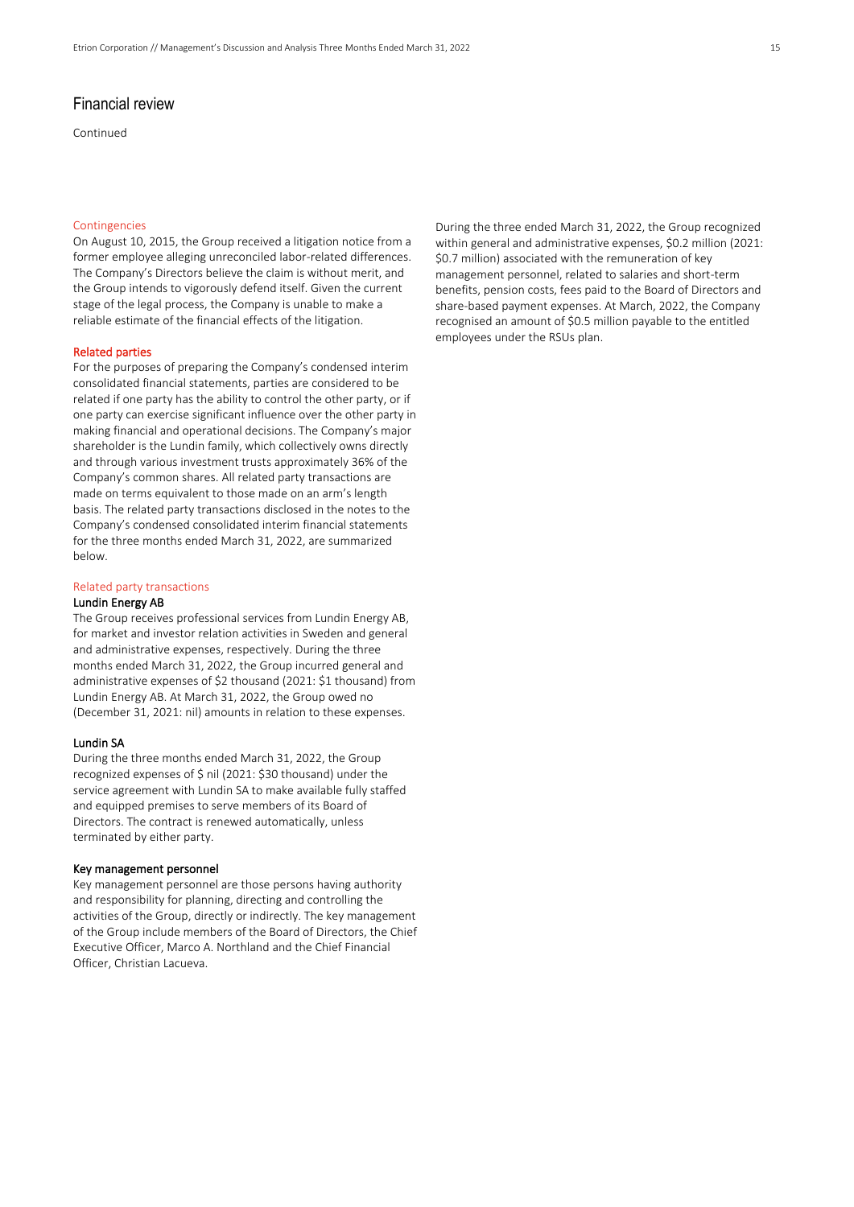# Financial review

Continued

### Contingencies

On August 10, 2015, the Group received a litigation notice from a former employee alleging unreconciled labor-related differences. The Company's Directors believe the claim is without merit, and the Group intends to vigorously defend itself. Given the current stage of the legal process, the Company is unable to make a reliable estimate of the financial effects of the litigation.

### Related parties

For the purposes of preparing the Company's condensed interim consolidated financial statements, parties are considered to be related if one party has the ability to control the other party, or if one party can exercise significant influence over the other party in making financial and operational decisions. The Company's major shareholder is the Lundin family, which collectively owns directly and through various investment trusts approximately 36% of the Company's common shares. All related party transactions are made on terms equivalent to those made on an arm's length basis. The related party transactions disclosed in the notes to the Company's condensed consolidated interim financial statements for the three months ended March 31, 2022, are summarized below.

### Related party transactions

#### Lundin Energy AB

The Group receives professional services from Lundin Energy AB, for market and investor relation activities in Sweden and general and administrative expenses, respectively. During the three months ended March 31, 2022, the Group incurred general and administrative expenses of $2 thousand (2021: $1 thousand) from Lundin Energy AB. At March 31, 2022, the Group owed no (December 31, 2021: nil) amounts in relation to these expenses.

#### Lundin SA

During the three months ended March 31, 2022, the Group recognized expenses of $ nil (2021: $30 thousand) under the service agreement with Lundin SA to make available fully staffed and equipped premises to serve members of its Board of Directors. The contract is renewed automatically, unless terminated by either party.

#### Key management personnel

Key management personnel are those persons having authority and responsibility for planning, directing and controlling the activities of the Group, directly or indirectly. The key management of the Group include members of the Board of Directors, the Chief Executive Officer, Marco A. Northland and the Chief Financial Officer, Christian Lacueva.

During the three ended March 31, 2022, the Group recognized within general and administrative expenses, $0.2 million (2021: $0.7 million) associated with the remuneration of key management personnel, related to salaries and short-term benefits, pension costs, fees paid to the Board of Directors and share-based payment expenses. At March, 2022, the Company recognised an amount of $0.5 million payable to the entitled employees under the RSUs plan.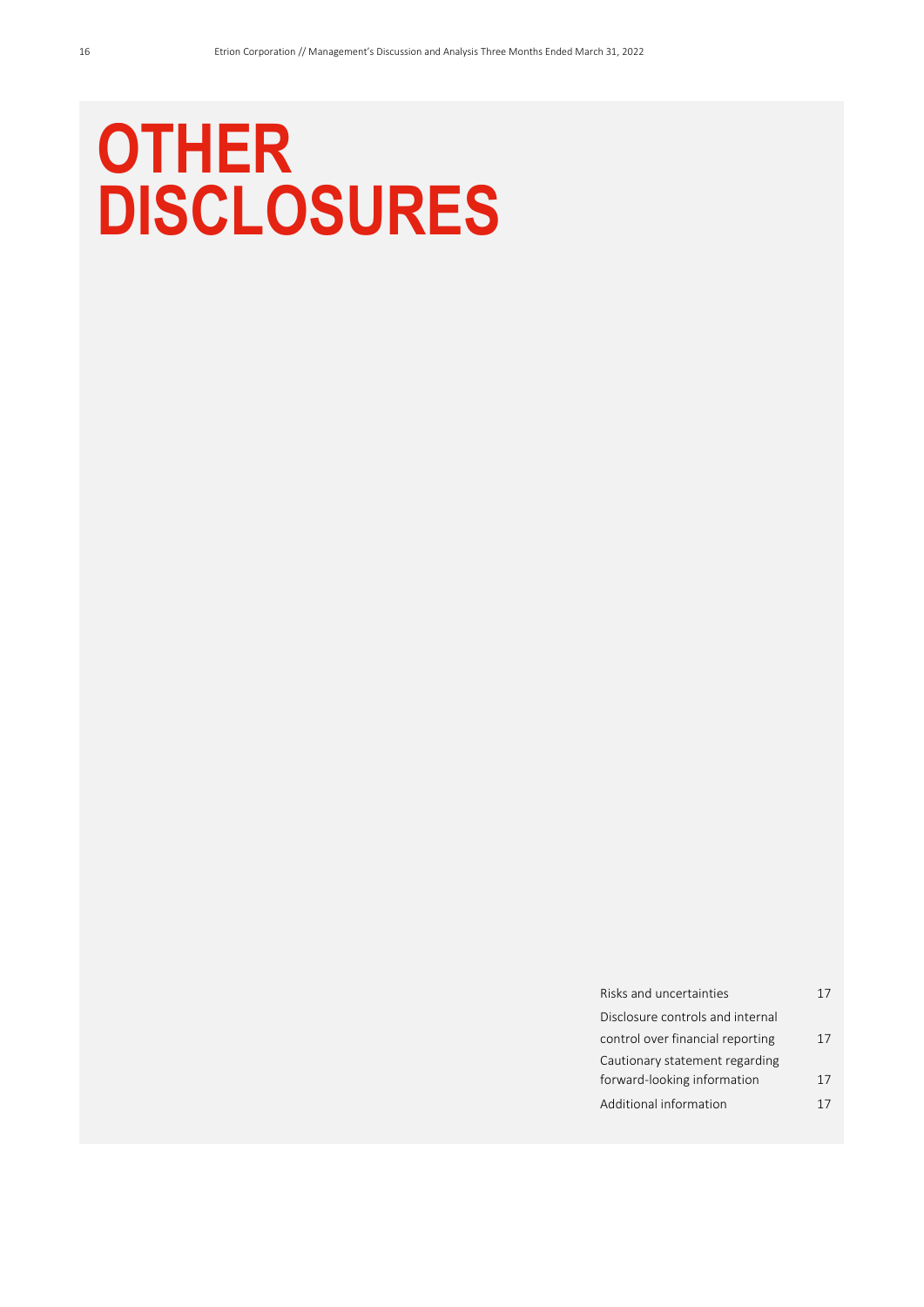# OTHER DISCLOSURES

| | |
|---|---|
| Risks and uncertainties | 17 |
| Disclosure controls and internal control over financial reporting | 17 |
| Cautionary statement regarding forward-looking information | 17 |
| Additional information | 17 |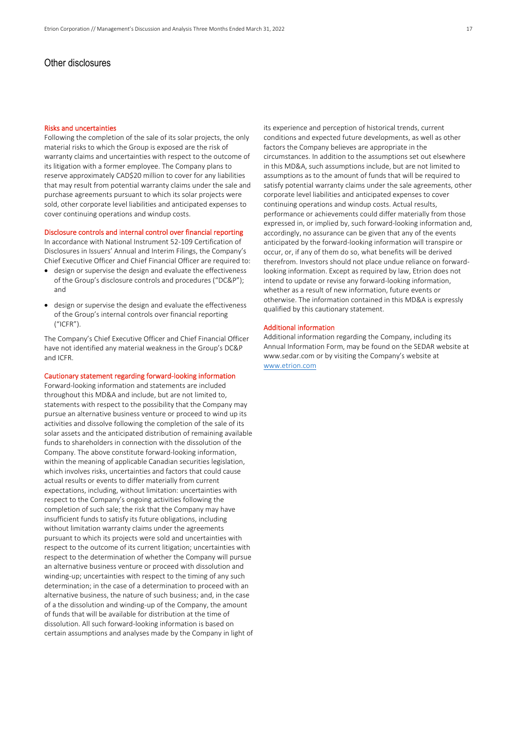# Other disclosures

### Risks and uncertainties

Following the completion of the sale of its solar projects, the only material risks to which the Group is exposed are the risk of warranty claims and uncertainties with respect to the outcome of its litigation with a former employee. The Company plans to reserve approximately CAD$20 million to cover for any liabilities that may result from potential warranty claims under the sale and purchase agreements pursuant to which its solar projects were sold, other corporate level liabilities and anticipated expenses to cover continuing operations and windup costs.

### Disclosure controls and internal control over financial reporting

In accordance with National Instrument 52-109 Certification of Disclosures in Issuers' Annual and Interim Filings, the Company's Chief Executive Officer and Chief Financial Officer are required to:

- design or supervise the design and evaluate the effectiveness of the Group's disclosure controls and procedures ("DC&P"); and
- design or supervise the design and evaluate the effectiveness of the Group's internal controls over financial reporting ("ICFR").

The Company's Chief Executive Officer and Chief Financial Officer have not identified any material weakness in the Group's DC&P and ICFR.

### Cautionary statement regarding forward-looking information

Forward-looking information and statements are included throughout this MD&A and include, but are not limited to, statements with respect to the possibility that the Company may pursue an alternative business venture or proceed to wind up its activities and dissolve following the completion of the sale of its solar assets and the anticipated distribution of remaining available funds to shareholders in connection with the dissolution of the Company. The above constitute forward-looking information, within the meaning of applicable Canadian securities legislation, which involves risks, uncertainties and factors that could cause actual results or events to differ materially from current expectations, including, without limitation: uncertainties with respect to the Company's ongoing activities following the completion of such sale; the risk that the Company may have insufficient funds to satisfy its future obligations, including without limitation warranty claims under the agreements pursuant to which its projects were sold and uncertainties with respect to the outcome of its current litigation; uncertainties with respect to the determination of whether the Company will pursue an alternative business venture or proceed with dissolution and winding-up; uncertainties with respect to the timing of any such determination; in the case of a determination to proceed with an alternative business, the nature of such business; and, in the case of a the dissolution and winding-up of the Company, the amount of funds that will be available for distribution at the time of dissolution. All such forward-looking information is based on certain assumptions and analyses made by the Company in light of its experience and perception of historical trends, current conditions and expected future developments, as well as other factors the Company believes are appropriate in the circumstances. In addition to the assumptions set out elsewhere in this MD&A, such assumptions include, but are not limited to assumptions as to the amount of funds that will be required to satisfy potential warranty claims under the sale agreements, other corporate level liabilities and anticipated expenses to cover continuing operations and windup costs. Actual results, performance or achievements could differ materially from those expressed in, or implied by, such forward-looking information and, accordingly, no assurance can be given that any of the events anticipated by the forward-looking information will transpire or occur, or, if any of them do so, what benefits will be derived therefrom. Investors should not place undue reliance on forward-looking information. Except as required by law, Etrion does not intend to update or revise any forward-looking information, whether as a result of new information, future events or otherwise. The information contained in this MD&A is expressly qualified by this cautionary statement.

### Additional information

Additional information regarding the Company, including its Annual Information Form, may be found on the SEDAR website at www.sedar.com or by visiting the Company's website at www.etrion.com